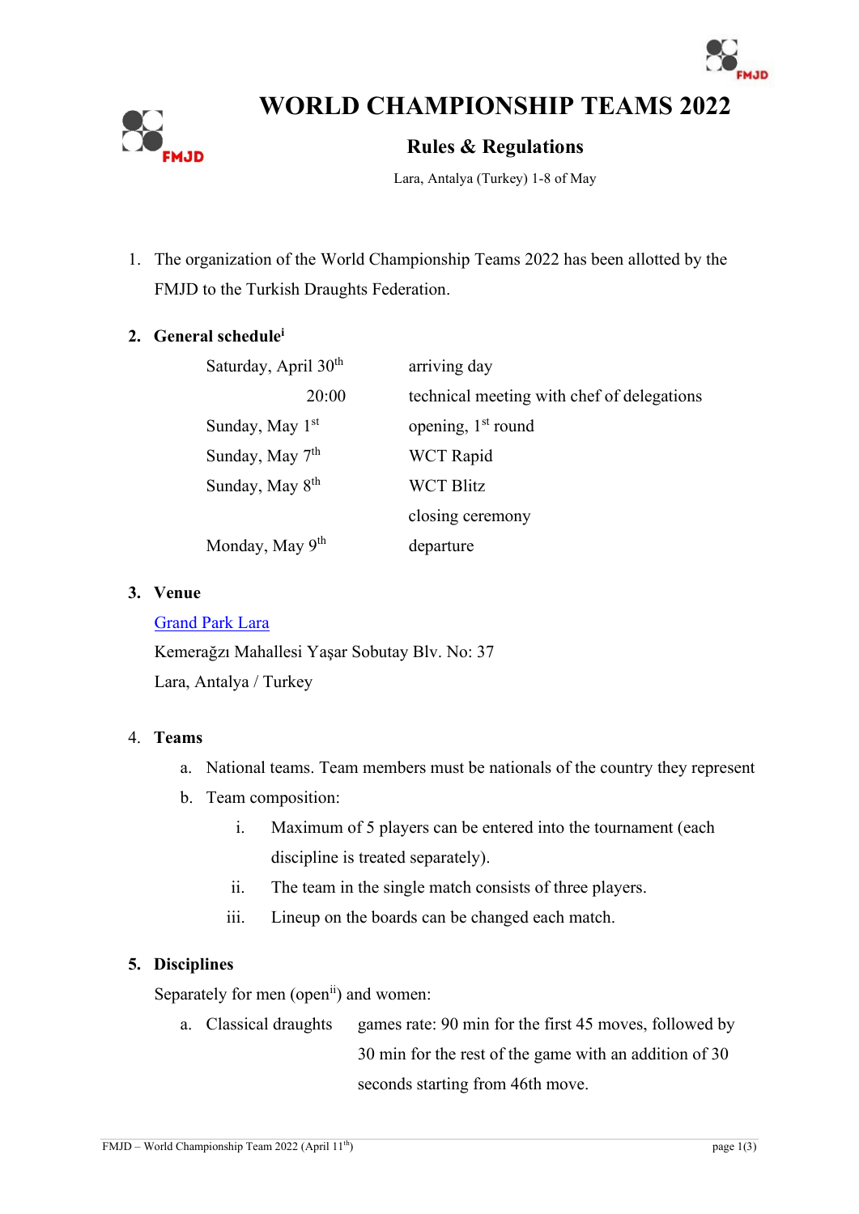# WORLD CHAMPIONSHIP TEAMS 2022

## Rules & Regulations

Lara, Antalya (Turkey) 1-8 of May

1. The organization of the World Championship Teams 2022 has been allotted by the FMJD to the Turkish Draughts Federation.

2. **General schedule**[i]

| | |
|---|---|
| Saturday, April 30th | arriving day |
| 20:00 | technical meeting with chef of delegations |
| Sunday, May 1st | opening, 1st round |
| Sunday, May 7th | WCT Rapid |
| Sunday, May 8th | WCT Blitz |
| | closing ceremony |
| Monday, May 9th | departure |

3. **Venue**

   Grand Park Lara
   Kemerağzı Mahallesi Yaşar Sobutay Blv. No: 37
   Lara, Antalya / Turkey

4. **Teams**
   a. National teams. Team members must be nationals of the country they represent
   b. Team composition:
      i. Maximum of 5 players can be entered into the tournament (each discipline is treated separately).
      ii. The team in the single match consists of three players.
      iii. Lineup on the boards can be changed each match.

5. **Disciplines**

   Separately for men (open[ii]) and women:
   a. Classical draughts — games rate: 90 min for the first 45 moves, followed by 30 min for the rest of the game with an addition of 30 seconds starting from 46th move.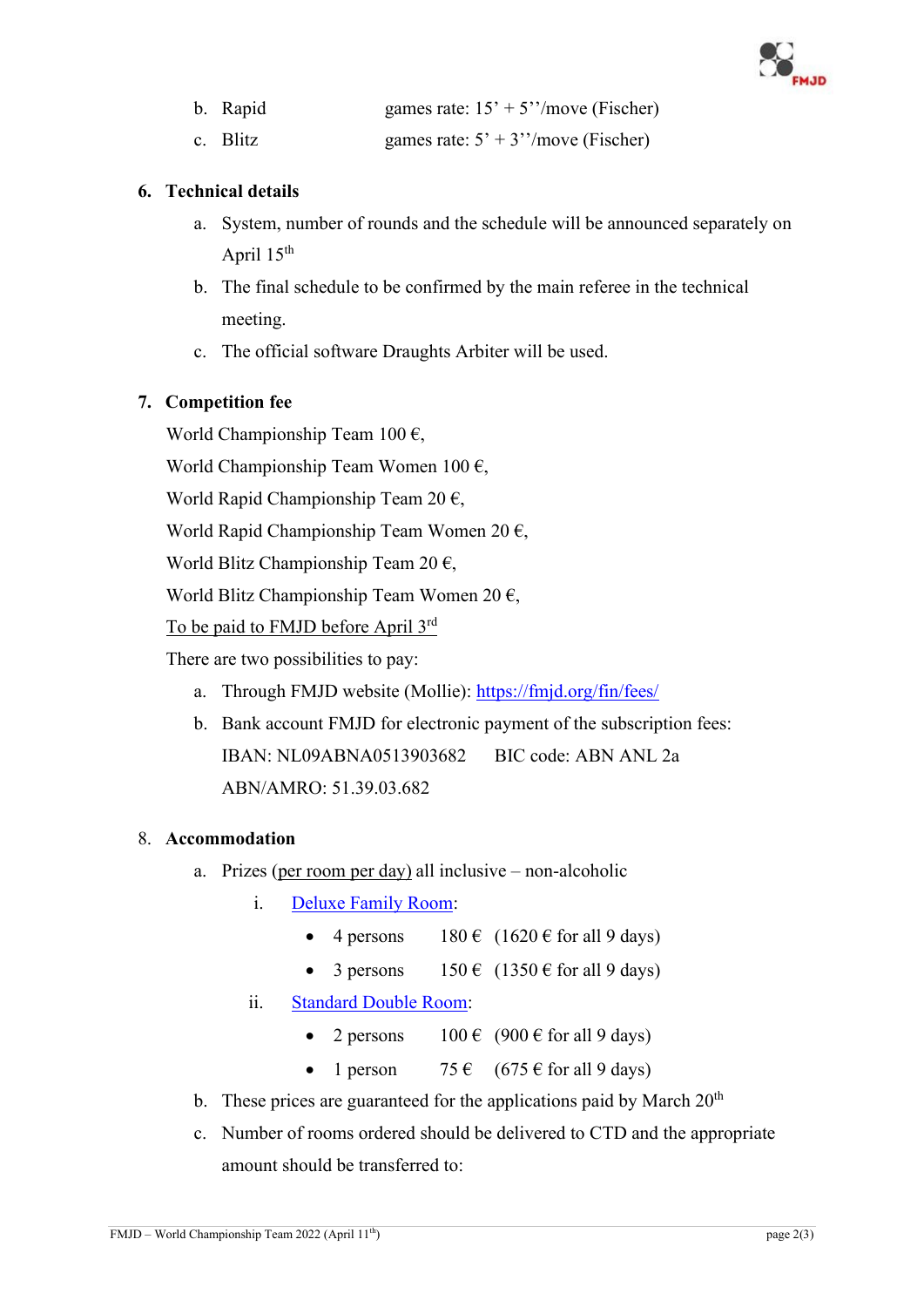b. Rapid games rate: 15' + 5''/move (Fischer)

c. Blitz games rate: 5' + 3''/move (Fischer)

**6. Technical details**

a. System, number of rounds and the schedule will be announced separately on April 15th

b. The final schedule to be confirmed by the main referee in the technical meeting.

c. The official software Draughts Arbiter will be used.

**7. Competition fee**

World Championship Team 100 €,

World Championship Team Women 100 €,

World Rapid Championship Team 20 €,

World Rapid Championship Team Women 20 €,

World Blitz Championship Team 20 €,

World Blitz Championship Team Women 20 €,

To be paid to FMJD before April 3rd

There are two possibilities to pay:

a. Through FMJD website (Mollie): https://fmjd.org/fin/fees/

b. Bank account FMJD for electronic payment of the subscription fees:
IBAN: NL09ABNA0513903682 BIC code: ABN ANL 2a
ABN/AMRO: 51.39.03.682

8. **Accommodation**

a. Prizes (per room per day) all inclusive – non-alcoholic

i. Deluxe Family Room:

- 4 persons 180 € (1620 € for all 9 days)
- 3 persons 150 € (1350 € for all 9 days)

ii. Standard Double Room:

- 2 persons 100 € (900 € for all 9 days)
- 1 person 75 € (675 € for all 9 days)

b. These prices are guaranteed for the applications paid by March 20th

c. Number of rooms ordered should be delivered to CTD and the appropriate amount should be transferred to: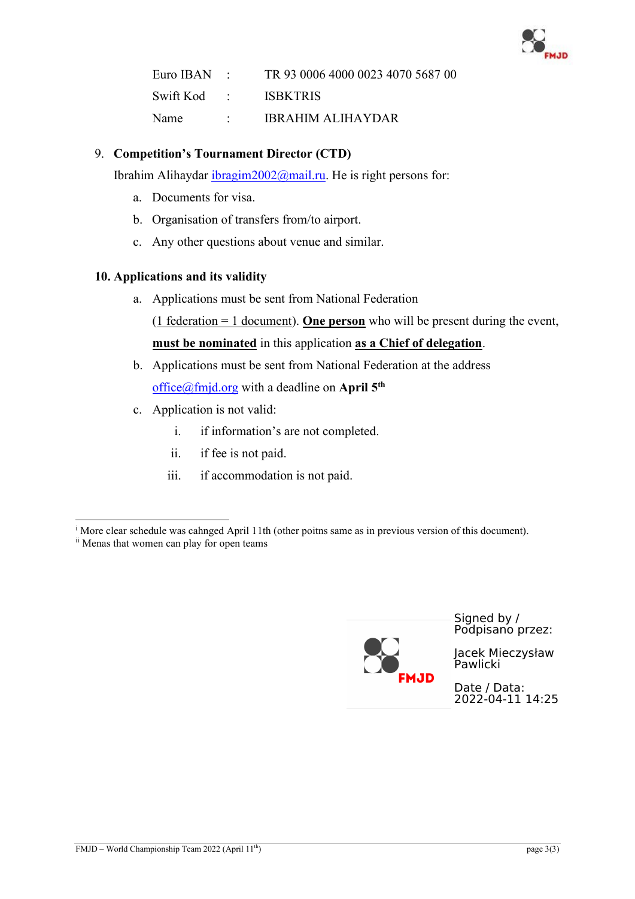| | | |
|---|---|---|
| Euro IBAN | : | TR 93 0006 4000 0023 4070 5687 00 |
| Swift Kod | : | ISBKTRIS |
| Name | : | IBRAHIM ALIHAYDAR |

9. **Competition's Tournament Director (CTD)**

   Ibrahim Alihaydar ibragim2002@mail.ru. He is right persons for:

   a. Documents for visa.

   b. Organisation of transfers from/to airport.

   c. Any other questions about venue and similar.

**10. Applications and its validity**

a. Applications must be sent from National Federation (1 federation = 1 document). **One person** who will be present during the event, **must be nominated** in this application **as a Chief of delegation**.

b. Applications must be sent from National Federation at the address office@fmjd.org with a deadline on **April 5th**

c. Application is not valid:

   i. if information's are not completed.

   ii. if fee is not paid.

   iii. if accommodation is not paid.

---

[i] More clear schedule was cahnged April 11th (other poitns same as in previous version of this document).

[ii] Menas that women can play for open teams

Signed by / Podpisano przez:

Jacek Mieczysław Pawlicki

Date / Data: 2022-04-11 14:25